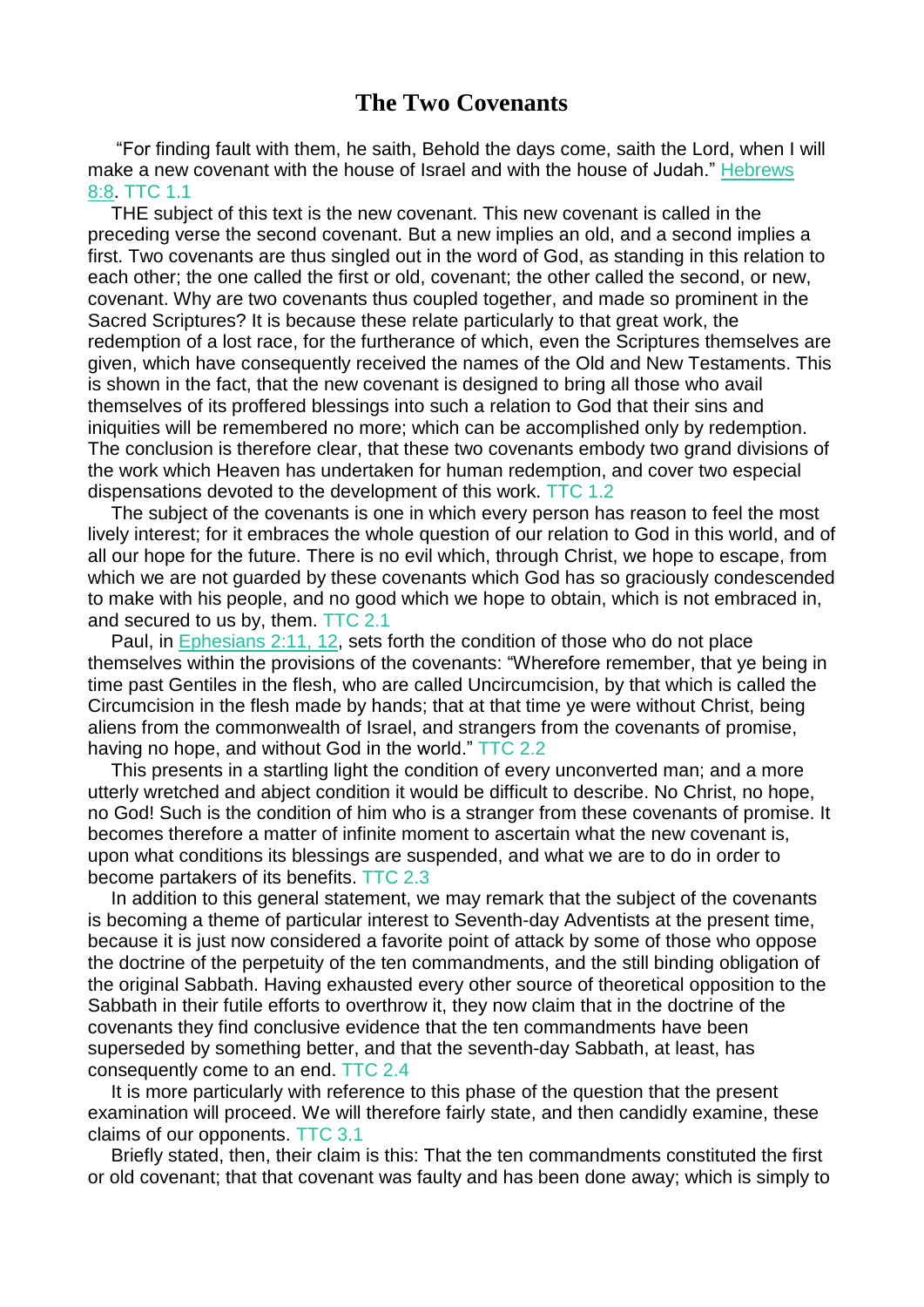# The Two Covenants

"For finding fault with them, he saith, Behold the days come, saith the Lord, when I will make a new covenant with the house of Israel and with the house of Judah." Hebrews 8:8. TTC 1.1

THE subject of this text is the new covenant. This new covenant is called in the preceding verse the second covenant. But a new implies an old, and a second implies a first. Two covenants are thus singled out in the word of God, as standing in this relation to each other; the one called the first or old, covenant; the other called the second, or new, covenant. Why are two covenants thus coupled together, and made so prominent in the Sacred Scriptures? It is because these relate particularly to that great work, the redemption of a lost race, for the furtherance of which, even the Scriptures themselves are given, which have consequently received the names of the Old and New Testaments. This is shown in the fact, that the new covenant is designed to bring all those who avail themselves of its proffered blessings into such a relation to God that their sins and iniquities will be remembered no more; which can be accomplished only by redemption. The conclusion is therefore clear, that these two covenants embody two grand divisions of the work which Heaven has undertaken for human redemption, and cover two especial dispensations devoted to the development of this work. TTC 1.2

The subject of the covenants is one in which every person has reason to feel the most lively interest; for it embraces the whole question of our relation to God in this world, and of all our hope for the future. There is no evil which, through Christ, we hope to escape, from which we are not guarded by these covenants which God has so graciously condescended to make with his people, and no good which we hope to obtain, which is not embraced in, and secured to us by, them. TTC 2.1

Paul, in Ephesians 2:11, 12, sets forth the condition of those who do not place themselves within the provisions of the covenants: "Wherefore remember, that ye being in time past Gentiles in the flesh, who are called Uncircumcision, by that which is called the Circumcision in the flesh made by hands; that at that time ye were without Christ, being aliens from the commonwealth of Israel, and strangers from the covenants of promise, having no hope, and without God in the world." TTC 2.2

This presents in a startling light the condition of every unconverted man; and a more utterly wretched and abject condition it would be difficult to describe. No Christ, no hope, no God! Such is the condition of him who is a stranger from these covenants of promise. It becomes therefore a matter of infinite moment to ascertain what the new covenant is, upon what conditions its blessings are suspended, and what we are to do in order to become partakers of its benefits. TTC 2.3

In addition to this general statement, we may remark that the subject of the covenants is becoming a theme of particular interest to Seventh-day Adventists at the present time, because it is just now considered a favorite point of attack by some of those who oppose the doctrine of the perpetuity of the ten commandments, and the still binding obligation of the original Sabbath. Having exhausted every other source of theoretical opposition to the Sabbath in their futile efforts to overthrow it, they now claim that in the doctrine of the covenants they find conclusive evidence that the ten commandments have been superseded by something better, and that the seventh-day Sabbath, at least, has consequently come to an end. TTC 2.4

It is more particularly with reference to this phase of the question that the present examination will proceed. We will therefore fairly state, and then candidly examine, these claims of our opponents. TTC 3.1

Briefly stated, then, their claim is this: That the ten commandments constituted the first or old covenant; that that covenant was faulty and has been done away; which is simply to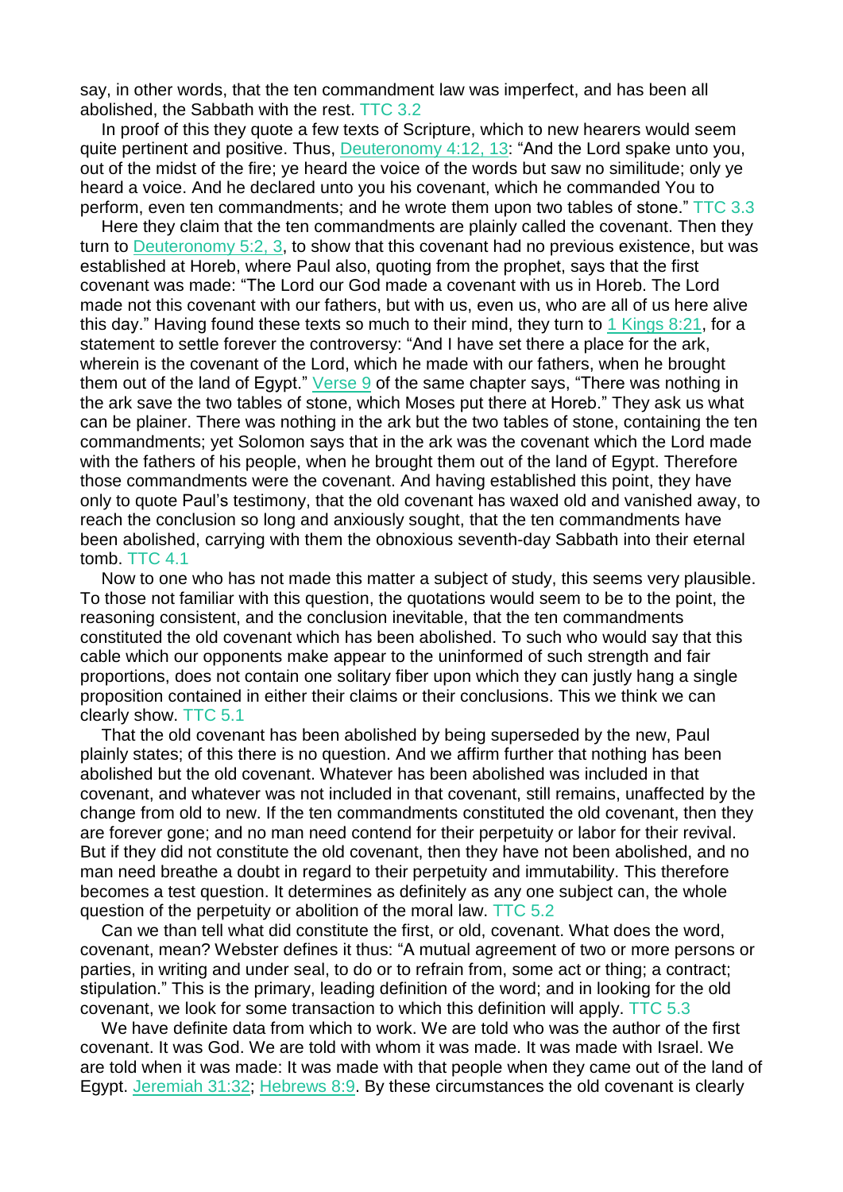say, in other words, that the ten commandment law was imperfect, and has been all abolished, the Sabbath with the rest. TTC 3.2

In proof of this they quote a few texts of Scripture, which to new hearers would seem quite pertinent and positive. Thus, Deuteronomy 4:12, 13: "And the Lord spake unto you, out of the midst of the fire; ye heard the voice of the words but saw no similitude; only ye heard a voice. And he declared unto you his covenant, which he commanded You to perform, even ten commandments; and he wrote them upon two tables of stone." TTC 3.3

Here they claim that the ten commandments are plainly called the covenant. Then they turn to Deuteronomy 5:2, 3, to show that this covenant had no previous existence, but was established at Horeb, where Paul also, quoting from the prophet, says that the first covenant was made: "The Lord our God made a covenant with us in Horeb. The Lord made not this covenant with our fathers, but with us, even us, who are all of us here alive this day." Having found these texts so much to their mind, they turn to 1 Kings 8:21, for a statement to settle forever the controversy: "And I have set there a place for the ark, wherein is the covenant of the Lord, which he made with our fathers, when he brought them out of the land of Egypt." Verse 9 of the same chapter says, "There was nothing in the ark save the two tables of stone, which Moses put there at Horeb." They ask us what can be plainer. There was nothing in the ark but the two tables of stone, containing the ten commandments; yet Solomon says that in the ark was the covenant which the Lord made with the fathers of his people, when he brought them out of the land of Egypt. Therefore those commandments were the covenant. And having established this point, they have only to quote Paul's testimony, that the old covenant has waxed old and vanished away, to reach the conclusion so long and anxiously sought, that the ten commandments have been abolished, carrying with them the obnoxious seventh-day Sabbath into their eternal tomb. TTC 4.1

Now to one who has not made this matter a subject of study, this seems very plausible. To those not familiar with this question, the quotations would seem to be to the point, the reasoning consistent, and the conclusion inevitable, that the ten commandments constituted the old covenant which has been abolished. To such who would say that this cable which our opponents make appear to the uninformed of such strength and fair proportions, does not contain one solitary fiber upon which they can justly hang a single proposition contained in either their claims or their conclusions. This we think we can clearly show. TTC 5.1

That the old covenant has been abolished by being superseded by the new, Paul plainly states; of this there is no question. And we affirm further that nothing has been abolished but the old covenant. Whatever has been abolished was included in that covenant, and whatever was not included in that covenant, still remains, unaffected by the change from old to new. If the ten commandments constituted the old covenant, then they are forever gone; and no man need contend for their perpetuity or labor for their revival. But if they did not constitute the old covenant, then they have not been abolished, and no man need breathe a doubt in regard to their perpetuity and immutability. This therefore becomes a test question. It determines as definitely as any one subject can, the whole question of the perpetuity or abolition of the moral law. TTC 5.2

Can we than tell what did constitute the first, or old, covenant. What does the word, covenant, mean? Webster defines it thus: "A mutual agreement of two or more persons or parties, in writing and under seal, to do or to refrain from, some act or thing; a contract; stipulation." This is the primary, leading definition of the word; and in looking for the old covenant, we look for some transaction to which this definition will apply. TTC 5.3

We have definite data from which to work. We are told who was the author of the first covenant. It was God. We are told with whom it was made. It was made with Israel. We are told when it was made: It was made with that people when they came out of the land of Egypt. Jeremiah 31:32; Hebrews 8:9. By these circumstances the old covenant is clearly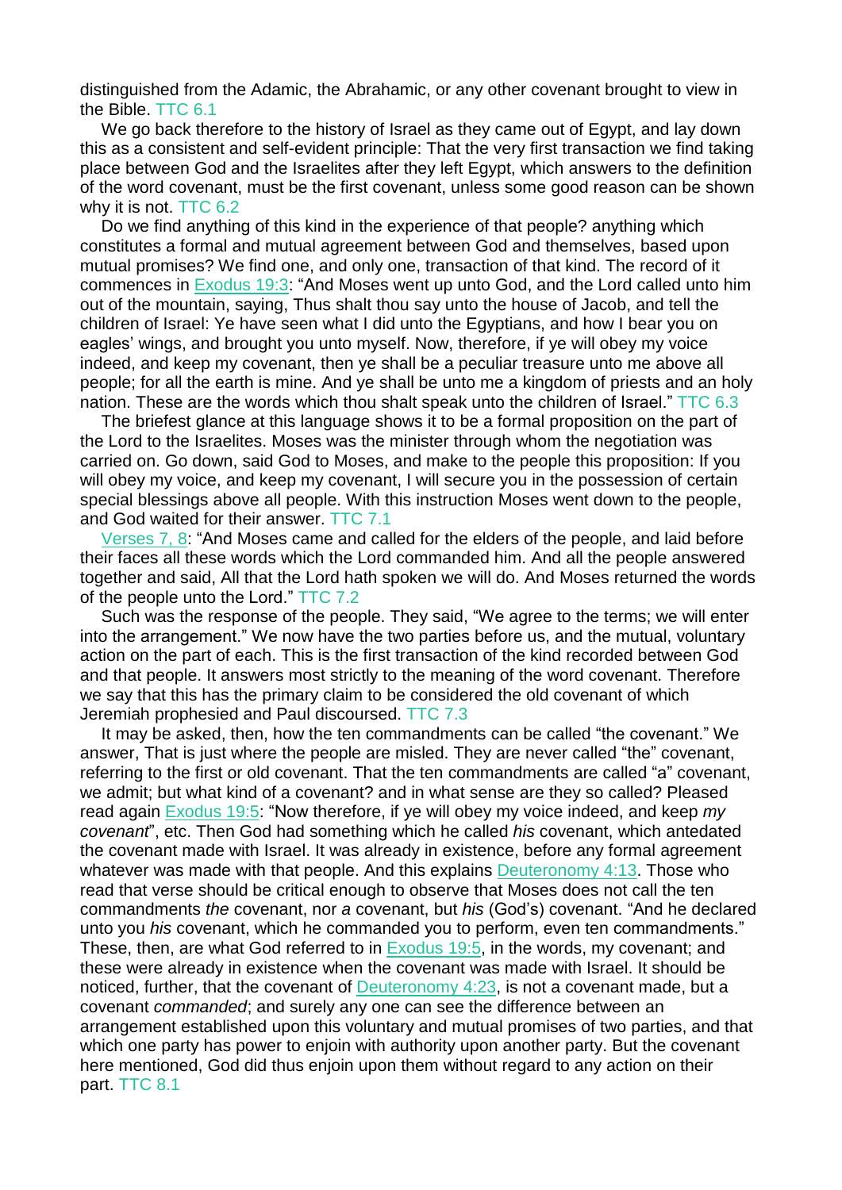distinguished from the Adamic, the Abrahamic, or any other covenant brought to view in the Bible. TTC 6.1

We go back therefore to the history of Israel as they came out of Egypt, and lay down this as a consistent and self-evident principle: That the very first transaction we find taking place between God and the Israelites after they left Egypt, which answers to the definition of the word covenant, must be the first covenant, unless some good reason can be shown why it is not. TTC 6.2

Do we find anything of this kind in the experience of that people? anything which constitutes a formal and mutual agreement between God and themselves, based upon mutual promises? We find one, and only one, transaction of that kind. The record of it commences in Exodus 19:3: "And Moses went up unto God, and the Lord called unto him out of the mountain, saying, Thus shalt thou say unto the house of Jacob, and tell the children of Israel: Ye have seen what I did unto the Egyptians, and how I bear you on eagles' wings, and brought you unto myself. Now, therefore, if ye will obey my voice indeed, and keep my covenant, then ye shall be a peculiar treasure unto me above all people; for all the earth is mine. And ye shall be unto me a kingdom of priests and an holy nation. These are the words which thou shalt speak unto the children of Israel." TTC 6.3

The briefest glance at this language shows it to be a formal proposition on the part of the Lord to the Israelites. Moses was the minister through whom the negotiation was carried on. Go down, said God to Moses, and make to the people this proposition: If you will obey my voice, and keep my covenant, I will secure you in the possession of certain special blessings above all people. With this instruction Moses went down to the people, and God waited for their answer. TTC 7.1

Verses 7, 8: "And Moses came and called for the elders of the people, and laid before their faces all these words which the Lord commanded him. And all the people answered together and said, All that the Lord hath spoken we will do. And Moses returned the words of the people unto the Lord." TTC 7.2

Such was the response of the people. They said, "We agree to the terms; we will enter into the arrangement." We now have the two parties before us, and the mutual, voluntary action on the part of each. This is the first transaction of the kind recorded between God and that people. It answers most strictly to the meaning of the word covenant. Therefore we say that this has the primary claim to be considered the old covenant of which Jeremiah prophesied and Paul discoursed. TTC 7.3

It may be asked, then, how the ten commandments can be called "the covenant." We answer, That is just where the people are misled. They are never called "the" covenant, referring to the first or old covenant. That the ten commandments are called "a" covenant, we admit; but what kind of a covenant? and in what sense are they so called? Pleased read again Exodus 19:5: "Now therefore, if ye will obey my voice indeed, and keep *my covenant*", etc. Then God had something which he called *his* covenant, which antedated the covenant made with Israel. It was already in existence, before any formal agreement whatever was made with that people. And this explains Deuteronomy 4:13. Those who read that verse should be critical enough to observe that Moses does not call the ten commandments *the* covenant, nor *a* covenant, but *his* (God's) covenant. "And he declared unto you *his* covenant, which he commanded you to perform, even ten commandments." These, then, are what God referred to in Exodus 19:5, in the words, my covenant; and these were already in existence when the covenant was made with Israel. It should be noticed, further, that the covenant of Deuteronomy 4:23, is not a covenant made, but a covenant *commanded*; and surely any one can see the difference between an arrangement established upon this voluntary and mutual promises of two parties, and that which one party has power to enjoin with authority upon another party. But the covenant here mentioned, God did thus enjoin upon them without regard to any action on their part. TTC 8.1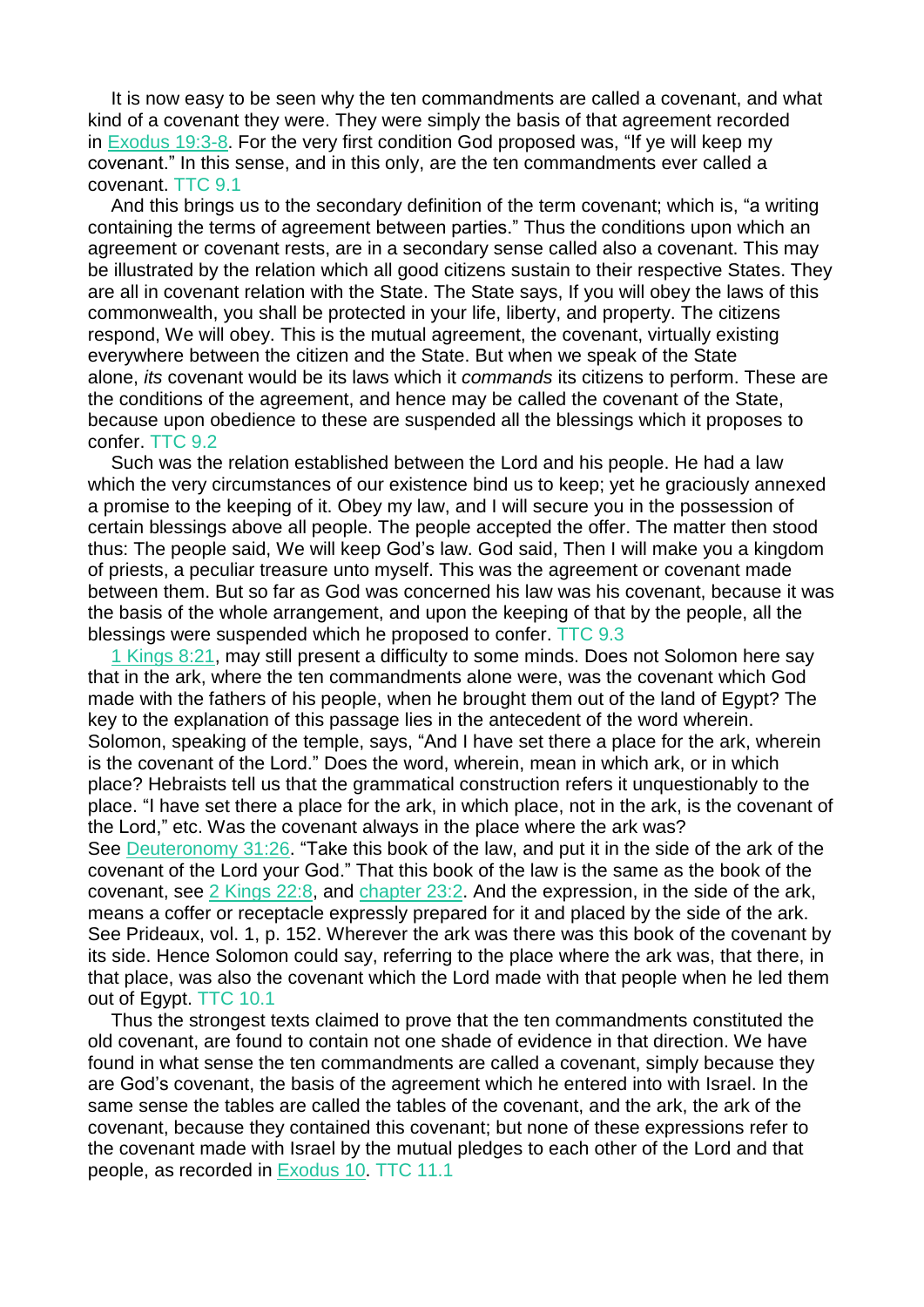It is now easy to be seen why the ten commandments are called a covenant, and what kind of a covenant they were. They were simply the basis of that agreement recorded in Exodus 19:3-8. For the very first condition God proposed was, "If ye will keep my covenant." In this sense, and in this only, are the ten commandments ever called a covenant. TTC 9.1

And this brings us to the secondary definition of the term covenant; which is, "a writing containing the terms of agreement between parties." Thus the conditions upon which an agreement or covenant rests, are in a secondary sense called also a covenant. This may be illustrated by the relation which all good citizens sustain to their respective States. They are all in covenant relation with the State. The State says, If you will obey the laws of this commonwealth, you shall be protected in your life, liberty, and property. The citizens respond, We will obey. This is the mutual agreement, the covenant, virtually existing everywhere between the citizen and the State. But when we speak of the State alone, *its* covenant would be its laws which it *commands* its citizens to perform. These are the conditions of the agreement, and hence may be called the covenant of the State, because upon obedience to these are suspended all the blessings which it proposes to confer. TTC 9.2

Such was the relation established between the Lord and his people. He had a law which the very circumstances of our existence bind us to keep; yet he graciously annexed a promise to the keeping of it. Obey my law, and I will secure you in the possession of certain blessings above all people. The people accepted the offer. The matter then stood thus: The people said, We will keep God's law. God said, Then I will make you a kingdom of priests, a peculiar treasure unto myself. This was the agreement or covenant made between them. But so far as God was concerned his law was his covenant, because it was the basis of the whole arrangement, and upon the keeping of that by the people, all the blessings were suspended which he proposed to confer. TTC 9.3

1 Kings 8:21, may still present a difficulty to some minds. Does not Solomon here say that in the ark, where the ten commandments alone were, was the covenant which God made with the fathers of his people, when he brought them out of the land of Egypt? The key to the explanation of this passage lies in the antecedent of the word wherein. Solomon, speaking of the temple, says, "And I have set there a place for the ark, wherein is the covenant of the Lord." Does the word, wherein, mean in which ark, or in which place? Hebraists tell us that the grammatical construction refers it unquestionably to the place. "I have set there a place for the ark, in which place, not in the ark, is the covenant of the Lord," etc. Was the covenant always in the place where the ark was? See Deuteronomy 31:26. "Take this book of the law, and put it in the side of the ark of the covenant of the Lord your God." That this book of the law is the same as the book of the covenant, see 2 Kings 22:8, and chapter 23:2. And the expression, in the side of the ark, means a coffer or receptacle expressly prepared for it and placed by the side of the ark. See Prideaux, vol. 1, p. 152. Wherever the ark was there was this book of the covenant by its side. Hence Solomon could say, referring to the place where the ark was, that there, in that place, was also the covenant which the Lord made with that people when he led them out of Egypt. TTC 10.1

Thus the strongest texts claimed to prove that the ten commandments constituted the old covenant, are found to contain not one shade of evidence in that direction. We have found in what sense the ten commandments are called a covenant, simply because they are God's covenant, the basis of the agreement which he entered into with Israel. In the same sense the tables are called the tables of the covenant, and the ark, the ark of the covenant, because they contained this covenant; but none of these expressions refer to the covenant made with Israel by the mutual pledges to each other of the Lord and that people, as recorded in Exodus 10. TTC 11.1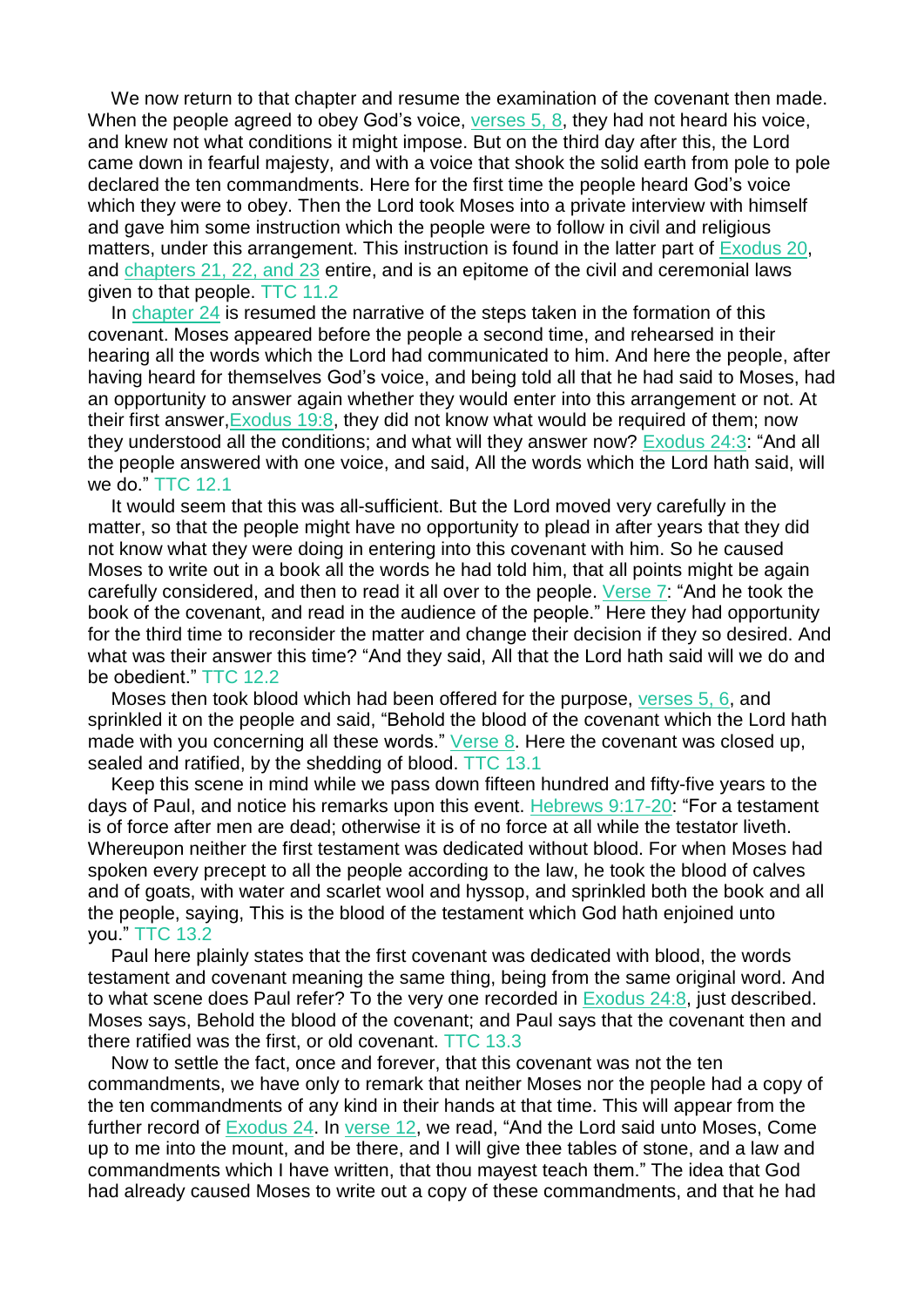We now return to that chapter and resume the examination of the covenant then made. When the people agreed to obey God's voice, verses 5, 8, they had not heard his voice, and knew not what conditions it might impose. But on the third day after this, the Lord came down in fearful majesty, and with a voice that shook the solid earth from pole to pole declared the ten commandments. Here for the first time the people heard God's voice which they were to obey. Then the Lord took Moses into a private interview with himself and gave him some instruction which the people were to follow in civil and religious matters, under this arrangement. This instruction is found in the latter part of Exodus 20, and chapters 21, 22, and 23 entire, and is an epitome of the civil and ceremonial laws given to that people. TTC 11.2

In chapter 24 is resumed the narrative of the steps taken in the formation of this covenant. Moses appeared before the people a second time, and rehearsed in their hearing all the words which the Lord had communicated to him. And here the people, after having heard for themselves God's voice, and being told all that he had said to Moses, had an opportunity to answer again whether they would enter into this arrangement or not. At their first answer, Exodus 19:8, they did not know what would be required of them; now they understood all the conditions; and what will they answer now? Exodus 24:3: "And all the people answered with one voice, and said, All the words which the Lord hath said, will we do." TTC 12.1

It would seem that this was all-sufficient. But the Lord moved very carefully in the matter, so that the people might have no opportunity to plead in after years that they did not know what they were doing in entering into this covenant with him. So he caused Moses to write out in a book all the words he had told him, that all points might be again carefully considered, and then to read it all over to the people. Verse 7: "And he took the book of the covenant, and read in the audience of the people." Here they had opportunity for the third time to reconsider the matter and change their decision if they so desired. And what was their answer this time? "And they said, All that the Lord hath said will we do and be obedient." TTC 12.2

Moses then took blood which had been offered for the purpose, verses 5, 6, and sprinkled it on the people and said, "Behold the blood of the covenant which the Lord hath made with you concerning all these words." Verse 8. Here the covenant was closed up, sealed and ratified, by the shedding of blood. TTC 13.1

Keep this scene in mind while we pass down fifteen hundred and fifty-five years to the days of Paul, and notice his remarks upon this event. Hebrews 9:17-20: "For a testament is of force after men are dead; otherwise it is of no force at all while the testator liveth. Whereupon neither the first testament was dedicated without blood. For when Moses had spoken every precept to all the people according to the law, he took the blood of calves and of goats, with water and scarlet wool and hyssop, and sprinkled both the book and all the people, saying, This is the blood of the testament which God hath enjoined unto you." TTC 13.2

Paul here plainly states that the first covenant was dedicated with blood, the words testament and covenant meaning the same thing, being from the same original word. And to what scene does Paul refer? To the very one recorded in Exodus 24:8, just described. Moses says, Behold the blood of the covenant; and Paul says that the covenant then and there ratified was the first, or old covenant. TTC 13.3

Now to settle the fact, once and forever, that this covenant was not the ten commandments, we have only to remark that neither Moses nor the people had a copy of the ten commandments of any kind in their hands at that time. This will appear from the further record of Exodus 24. In verse 12, we read, "And the Lord said unto Moses, Come up to me into the mount, and be there, and I will give thee tables of stone, and a law and commandments which I have written, that thou mayest teach them." The idea that God had already caused Moses to write out a copy of these commandments, and that he had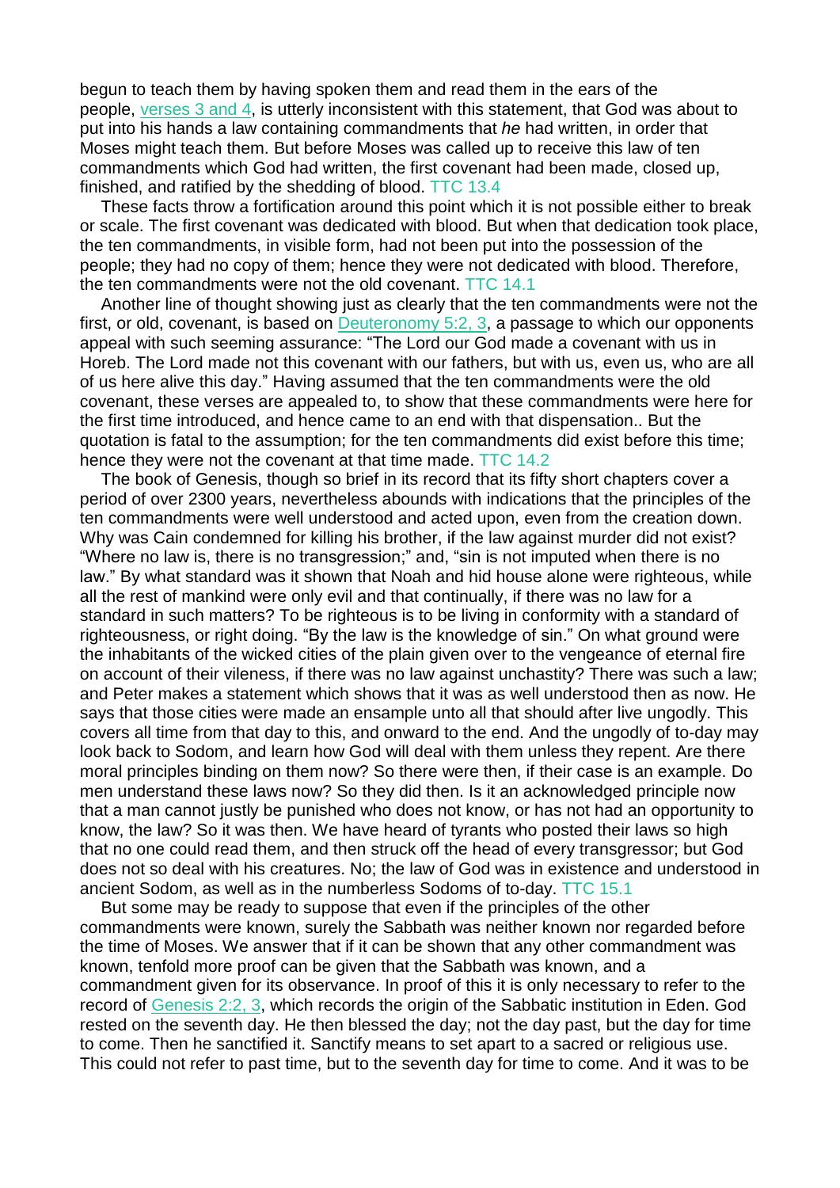begun to teach them by having spoken them and read them in the ears of the people, verses 3 and 4, is utterly inconsistent with this statement, that God was about to put into his hands a law containing commandments that *he* had written, in order that Moses might teach them. But before Moses was called up to receive this law of ten commandments which God had written, the first covenant had been made, closed up, finished, and ratified by the shedding of blood. TTC 13.4

These facts throw a fortification around this point which it is not possible either to break or scale. The first covenant was dedicated with blood. But when that dedication took place, the ten commandments, in visible form, had not been put into the possession of the people; they had no copy of them; hence they were not dedicated with blood. Therefore, the ten commandments were not the old covenant. TTC 14.1

Another line of thought showing just as clearly that the ten commandments were not the first, or old, covenant, is based on Deuteronomy 5:2, 3, a passage to which our opponents appeal with such seeming assurance: "The Lord our God made a covenant with us in Horeb. The Lord made not this covenant with our fathers, but with us, even us, who are all of us here alive this day." Having assumed that the ten commandments were the old covenant, these verses are appealed to, to show that these commandments were here for the first time introduced, and hence came to an end with that dispensation.. But the quotation is fatal to the assumption; for the ten commandments did exist before this time; hence they were not the covenant at that time made. TTC 14.2

The book of Genesis, though so brief in its record that its fifty short chapters cover a period of over 2300 years, nevertheless abounds with indications that the principles of the ten commandments were well understood and acted upon, even from the creation down. Why was Cain condemned for killing his brother, if the law against murder did not exist? "Where no law is, there is no transgression;" and, "sin is not imputed when there is no law." By what standard was it shown that Noah and hid house alone were righteous, while all the rest of mankind were only evil and that continually, if there was no law for a standard in such matters? To be righteous is to be living in conformity with a standard of righteousness, or right doing. "By the law is the knowledge of sin." On what ground were the inhabitants of the wicked cities of the plain given over to the vengeance of eternal fire on account of their vileness, if there was no law against unchastity? There was such a law; and Peter makes a statement which shows that it was as well understood then as now. He says that those cities were made an ensample unto all that should after live ungodly. This covers all time from that day to this, and onward to the end. And the ungodly of to-day may look back to Sodom, and learn how God will deal with them unless they repent. Are there moral principles binding on them now? So there were then, if their case is an example. Do men understand these laws now? So they did then. Is it an acknowledged principle now that a man cannot justly be punished who does not know, or has not had an opportunity to know, the law? So it was then. We have heard of tyrants who posted their laws so high that no one could read them, and then struck off the head of every transgressor; but God does not so deal with his creatures. No; the law of God was in existence and understood in ancient Sodom, as well as in the numberless Sodoms of to-day. TTC 15.1

But some may be ready to suppose that even if the principles of the other commandments were known, surely the Sabbath was neither known nor regarded before the time of Moses. We answer that if it can be shown that any other commandment was known, tenfold more proof can be given that the Sabbath was known, and a commandment given for its observance. In proof of this it is only necessary to refer to the record of Genesis 2:2, 3, which records the origin of the Sabbatic institution in Eden. God rested on the seventh day. He then blessed the day; not the day past, but the day for time to come. Then he sanctified it. Sanctify means to set apart to a sacred or religious use. This could not refer to past time, but to the seventh day for time to come. And it was to be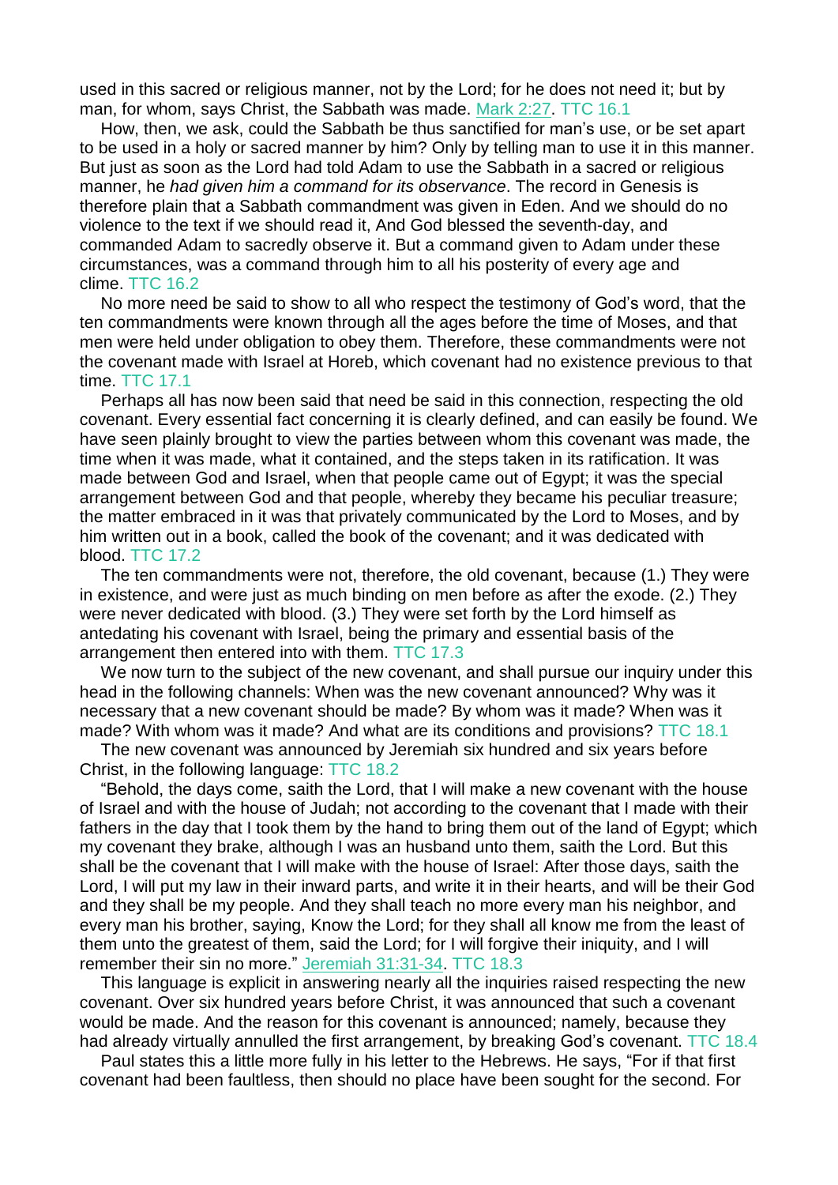used in this sacred or religious manner, not by the Lord; for he does not need it; but by man, for whom, says Christ, the Sabbath was made. Mark 2:27. TTC 16.1

How, then, we ask, could the Sabbath be thus sanctified for man's use, or be set apart to be used in a holy or sacred manner by him? Only by telling man to use it in this manner. But just as soon as the Lord had told Adam to use the Sabbath in a sacred or religious manner, he *had given him a command for its observance*. The record in Genesis is therefore plain that a Sabbath commandment was given in Eden. And we should do no violence to the text if we should read it, And God blessed the seventh-day, and commanded Adam to sacredly observe it. But a command given to Adam under these circumstances, was a command through him to all his posterity of every age and clime. TTC 16.2

No more need be said to show to all who respect the testimony of God's word, that the ten commandments were known through all the ages before the time of Moses, and that men were held under obligation to obey them. Therefore, these commandments were not the covenant made with Israel at Horeb, which covenant had no existence previous to that time. TTC 17.1

Perhaps all has now been said that need be said in this connection, respecting the old covenant. Every essential fact concerning it is clearly defined, and can easily be found. We have seen plainly brought to view the parties between whom this covenant was made, the time when it was made, what it contained, and the steps taken in its ratification. It was made between God and Israel, when that people came out of Egypt; it was the special arrangement between God and that people, whereby they became his peculiar treasure; the matter embraced in it was that privately communicated by the Lord to Moses, and by him written out in a book, called the book of the covenant; and it was dedicated with blood. TTC 17.2

The ten commandments were not, therefore, the old covenant, because (1.) They were in existence, and were just as much binding on men before as after the exode. (2.) They were never dedicated with blood. (3.) They were set forth by the Lord himself as antedating his covenant with Israel, being the primary and essential basis of the arrangement then entered into with them. TTC 17.3

We now turn to the subject of the new covenant, and shall pursue our inquiry under this head in the following channels: When was the new covenant announced? Why was it necessary that a new covenant should be made? By whom was it made? When was it made? With whom was it made? And what are its conditions and provisions? TTC 18.1

The new covenant was announced by Jeremiah six hundred and six years before Christ, in the following language: TTC 18.2

"Behold, the days come, saith the Lord, that I will make a new covenant with the house of Israel and with the house of Judah; not according to the covenant that I made with their fathers in the day that I took them by the hand to bring them out of the land of Egypt; which my covenant they brake, although I was an husband unto them, saith the Lord. But this shall be the covenant that I will make with the house of Israel: After those days, saith the Lord, I will put my law in their inward parts, and write it in their hearts, and will be their God and they shall be my people. And they shall teach no more every man his neighbor, and every man his brother, saying, Know the Lord; for they shall all know me from the least of them unto the greatest of them, said the Lord; for I will forgive their iniquity, and I will remember their sin no more." Jeremiah 31:31-34. TTC 18.3

This language is explicit in answering nearly all the inquiries raised respecting the new covenant. Over six hundred years before Christ, it was announced that such a covenant would be made. And the reason for this covenant is announced; namely, because they had already virtually annulled the first arrangement, by breaking God's covenant. TTC 18.4

Paul states this a little more fully in his letter to the Hebrews. He says, "For if that first covenant had been faultless, then should no place have been sought for the second. For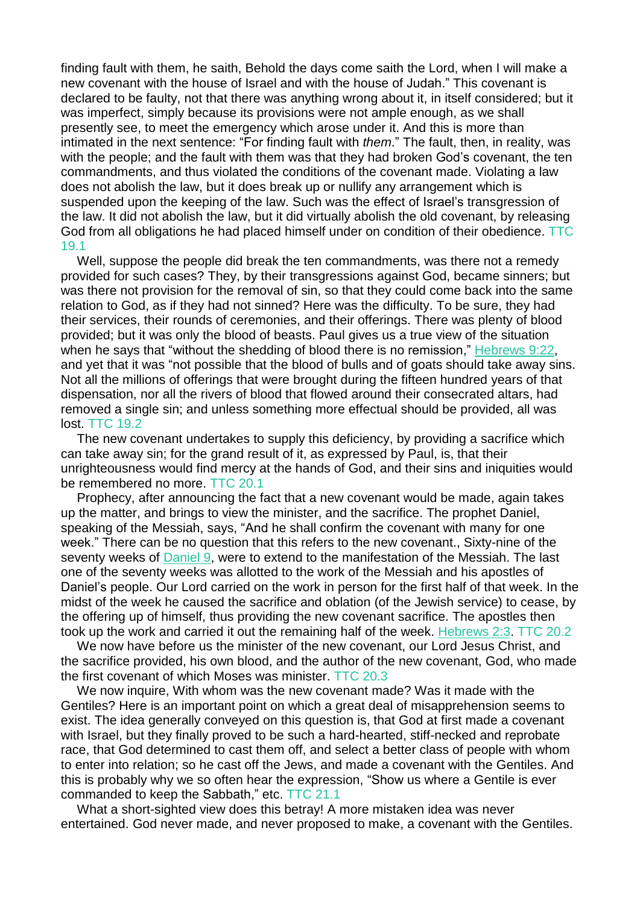finding fault with them, he saith, Behold the days come saith the Lord, when I will make a new covenant with the house of Israel and with the house of Judah." This covenant is declared to be faulty, not that there was anything wrong about it, in itself considered; but it was imperfect, simply because its provisions were not ample enough, as we shall presently see, to meet the emergency which arose under it. And this is more than intimated in the next sentence: "For finding fault with *them*." The fault, then, in reality, was with the people; and the fault with them was that they had broken God's covenant, the ten commandments, and thus violated the conditions of the covenant made. Violating a law does not abolish the law, but it does break up or nullify any arrangement which is suspended upon the keeping of the law. Such was the effect of Israel's transgression of the law. It did not abolish the law, but it did virtually abolish the old covenant, by releasing God from all obligations he had placed himself under on condition of their obedience. TTC 19.1

Well, suppose the people did break the ten commandments, was there not a remedy provided for such cases? They, by their transgressions against God, became sinners; but was there not provision for the removal of sin, so that they could come back into the same relation to God, as if they had not sinned? Here was the difficulty. To be sure, they had their services, their rounds of ceremonies, and their offerings. There was plenty of blood provided; but it was only the blood of beasts. Paul gives us a true view of the situation when he says that "without the shedding of blood there is no remission," Hebrews 9:22, and yet that it was "not possible that the blood of bulls and of goats should take away sins. Not all the millions of offerings that were brought during the fifteen hundred years of that dispensation, nor all the rivers of blood that flowed around their consecrated altars, had removed a single sin; and unless something more effectual should be provided, all was lost. TTC 19.2

The new covenant undertakes to supply this deficiency, by providing a sacrifice which can take away sin; for the grand result of it, as expressed by Paul, is, that their unrighteousness would find mercy at the hands of God, and their sins and iniquities would be remembered no more. TTC 20.1

Prophecy, after announcing the fact that a new covenant would be made, again takes up the matter, and brings to view the minister, and the sacrifice. The prophet Daniel, speaking of the Messiah, says, "And he shall confirm the covenant with many for one week." There can be no question that this refers to the new covenant., Sixty-nine of the seventy weeks of Daniel 9, were to extend to the manifestation of the Messiah. The last one of the seventy weeks was allotted to the work of the Messiah and his apostles of Daniel's people. Our Lord carried on the work in person for the first half of that week. In the midst of the week he caused the sacrifice and oblation (of the Jewish service) to cease, by the offering up of himself, thus providing the new covenant sacrifice. The apostles then took up the work and carried it out the remaining half of the week. Hebrews 2:3. TTC 20.2

We now have before us the minister of the new covenant, our Lord Jesus Christ, and the sacrifice provided, his own blood, and the author of the new covenant, God, who made the first covenant of which Moses was minister. TTC 20.3

We now inquire, With whom was the new covenant made? Was it made with the Gentiles? Here is an important point on which a great deal of misapprehension seems to exist. The idea generally conveyed on this question is, that God at first made a covenant with Israel, but they finally proved to be such a hard-hearted, stiff-necked and reprobate race, that God determined to cast them off, and select a better class of people with whom to enter into relation; so he cast off the Jews, and made a covenant with the Gentiles. And this is probably why we so often hear the expression, "Show us where a Gentile is ever commanded to keep the Sabbath," etc. TTC 21.1

What a short-sighted view does this betray! A more mistaken idea was never entertained. God never made, and never proposed to make, a covenant with the Gentiles.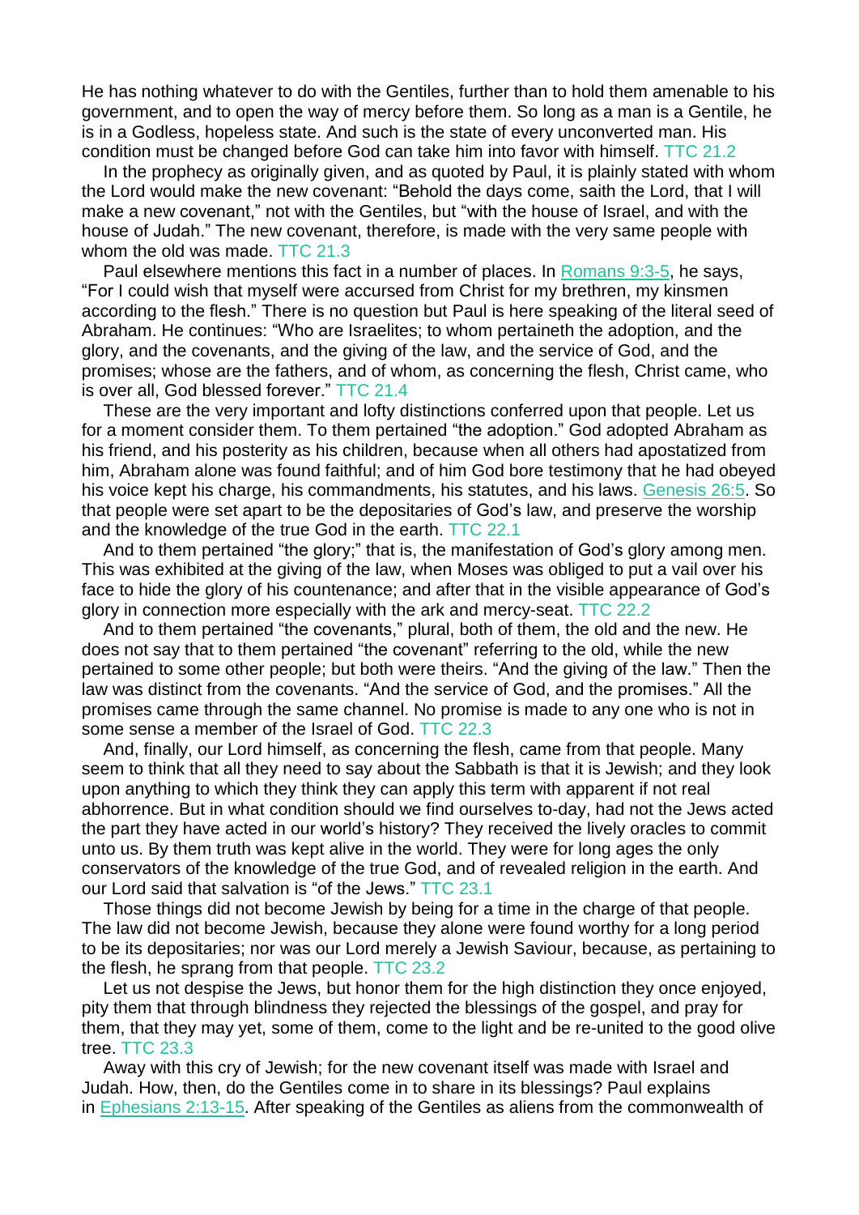He has nothing whatever to do with the Gentiles, further than to hold them amenable to his government, and to open the way of mercy before them. So long as a man is a Gentile, he is in a Godless, hopeless state. And such is the state of every unconverted man. His condition must be changed before God can take him into favor with himself. TTC 21.2

In the prophecy as originally given, and as quoted by Paul, it is plainly stated with whom the Lord would make the new covenant: “Behold the days come, saith the Lord, that I will make a new covenant,” not with the Gentiles, but “with the house of Israel, and with the house of Judah.” The new covenant, therefore, is made with the very same people with whom the old was made. TTC 21.3

Paul elsewhere mentions this fact in a number of places. In Romans 9:3-5, he says, “For I could wish that myself were accursed from Christ for my brethren, my kinsmen according to the flesh.” There is no question but Paul is here speaking of the literal seed of Abraham. He continues: “Who are Israelites; to whom pertaineth the adoption, and the glory, and the covenants, and the giving of the law, and the service of God, and the promises; whose are the fathers, and of whom, as concerning the flesh, Christ came, who is over all, God blessed forever.” TTC 21.4

These are the very important and lofty distinctions conferred upon that people. Let us for a moment consider them. To them pertained “the adoption.” God adopted Abraham as his friend, and his posterity as his children, because when all others had apostatized from him, Abraham alone was found faithful; and of him God bore testimony that he had obeyed his voice kept his charge, his commandments, his statutes, and his laws. Genesis 26:5. So that people were set apart to be the depositaries of God’s law, and preserve the worship and the knowledge of the true God in the earth. TTC 22.1

And to them pertained “the glory;” that is, the manifestation of God’s glory among men. This was exhibited at the giving of the law, when Moses was obliged to put a vail over his face to hide the glory of his countenance; and after that in the visible appearance of God’s glory in connection more especially with the ark and mercy-seat. TTC 22.2

And to them pertained “the covenants,” plural, both of them, the old and the new. He does not say that to them pertained “the covenant” referring to the old, while the new pertained to some other people; but both were theirs. “And the giving of the law.” Then the law was distinct from the covenants. “And the service of God, and the promises.” All the promises came through the same channel. No promise is made to any one who is not in some sense a member of the Israel of God. TTC 22.3

And, finally, our Lord himself, as concerning the flesh, came from that people. Many seem to think that all they need to say about the Sabbath is that it is Jewish; and they look upon anything to which they think they can apply this term with apparent if not real abhorrence. But in what condition should we find ourselves to-day, had not the Jews acted the part they have acted in our world’s history? They received the lively oracles to commit unto us. By them truth was kept alive in the world. They were for long ages the only conservators of the knowledge of the true God, and of revealed religion in the earth. And our Lord said that salvation is “of the Jews.” TTC 23.1

Those things did not become Jewish by being for a time in the charge of that people. The law did not become Jewish, because they alone were found worthy for a long period to be its depositaries; nor was our Lord merely a Jewish Saviour, because, as pertaining to the flesh, he sprang from that people. TTC 23.2

Let us not despise the Jews, but honor them for the high distinction they once enjoyed, pity them that through blindness they rejected the blessings of the gospel, and pray for them, that they may yet, some of them, come to the light and be re-united to the good olive tree. TTC 23.3

Away with this cry of Jewish; for the new covenant itself was made with Israel and Judah. How, then, do the Gentiles come in to share in its blessings? Paul explains in Ephesians 2:13-15. After speaking of the Gentiles as aliens from the commonwealth of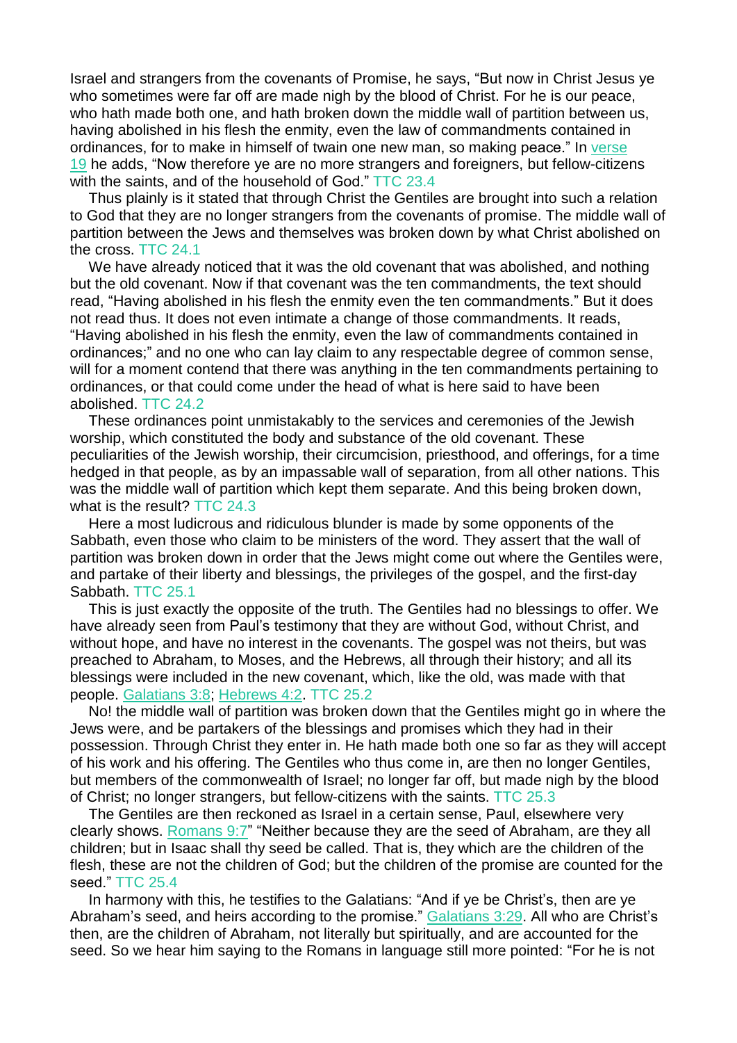Israel and strangers from the covenants of Promise, he says, "But now in Christ Jesus ye who sometimes were far off are made nigh by the blood of Christ. For he is our peace, who hath made both one, and hath broken down the middle wall of partition between us, having abolished in his flesh the enmity, even the law of commandments contained in ordinances, for to make in himself of twain one new man, so making peace." In verse 19 he adds, "Now therefore ye are no more strangers and foreigners, but fellow-citizens with the saints, and of the household of God." TTC 23.4

Thus plainly is it stated that through Christ the Gentiles are brought into such a relation to God that they are no longer strangers from the covenants of promise. The middle wall of partition between the Jews and themselves was broken down by what Christ abolished on the cross. TTC 24.1

We have already noticed that it was the old covenant that was abolished, and nothing but the old covenant. Now if that covenant was the ten commandments, the text should read, "Having abolished in his flesh the enmity even the ten commandments." But it does not read thus. It does not even intimate a change of those commandments. It reads, "Having abolished in his flesh the enmity, even the law of commandments contained in ordinances;" and no one who can lay claim to any respectable degree of common sense, will for a moment contend that there was anything in the ten commandments pertaining to ordinances, or that could come under the head of what is here said to have been abolished. TTC 24.2

These ordinances point unmistakably to the services and ceremonies of the Jewish worship, which constituted the body and substance of the old covenant. These peculiarities of the Jewish worship, their circumcision, priesthood, and offerings, for a time hedged in that people, as by an impassable wall of separation, from all other nations. This was the middle wall of partition which kept them separate. And this being broken down, what is the result? TTC 24.3

Here a most ludicrous and ridiculous blunder is made by some opponents of the Sabbath, even those who claim to be ministers of the word. They assert that the wall of partition was broken down in order that the Jews might come out where the Gentiles were, and partake of their liberty and blessings, the privileges of the gospel, and the first-day Sabbath. TTC 25.1

This is just exactly the opposite of the truth. The Gentiles had no blessings to offer. We have already seen from Paul's testimony that they are without God, without Christ, and without hope, and have no interest in the covenants. The gospel was not theirs, but was preached to Abraham, to Moses, and the Hebrews, all through their history; and all its blessings were included in the new covenant, which, like the old, was made with that people. Galatians 3:8; Hebrews 4:2. TTC 25.2

No! the middle wall of partition was broken down that the Gentiles might go in where the Jews were, and be partakers of the blessings and promises which they had in their possession. Through Christ they enter in. He hath made both one so far as they will accept of his work and his offering. The Gentiles who thus come in, are then no longer Gentiles, but members of the commonwealth of Israel; no longer far off, but made nigh by the blood of Christ; no longer strangers, but fellow-citizens with the saints. TTC 25.3

The Gentiles are then reckoned as Israel in a certain sense, Paul, elsewhere very clearly shows. Romans 9:7" "Neither because they are the seed of Abraham, are they all children; but in Isaac shall thy seed be called. That is, they which are the children of the flesh, these are not the children of God; but the children of the promise are counted for the seed." TTC 25.4

In harmony with this, he testifies to the Galatians: "And if ye be Christ's, then are ye Abraham's seed, and heirs according to the promise." Galatians 3:29. All who are Christ's then, are the children of Abraham, not literally but spiritually, and are accounted for the seed. So we hear him saying to the Romans in language still more pointed: "For he is not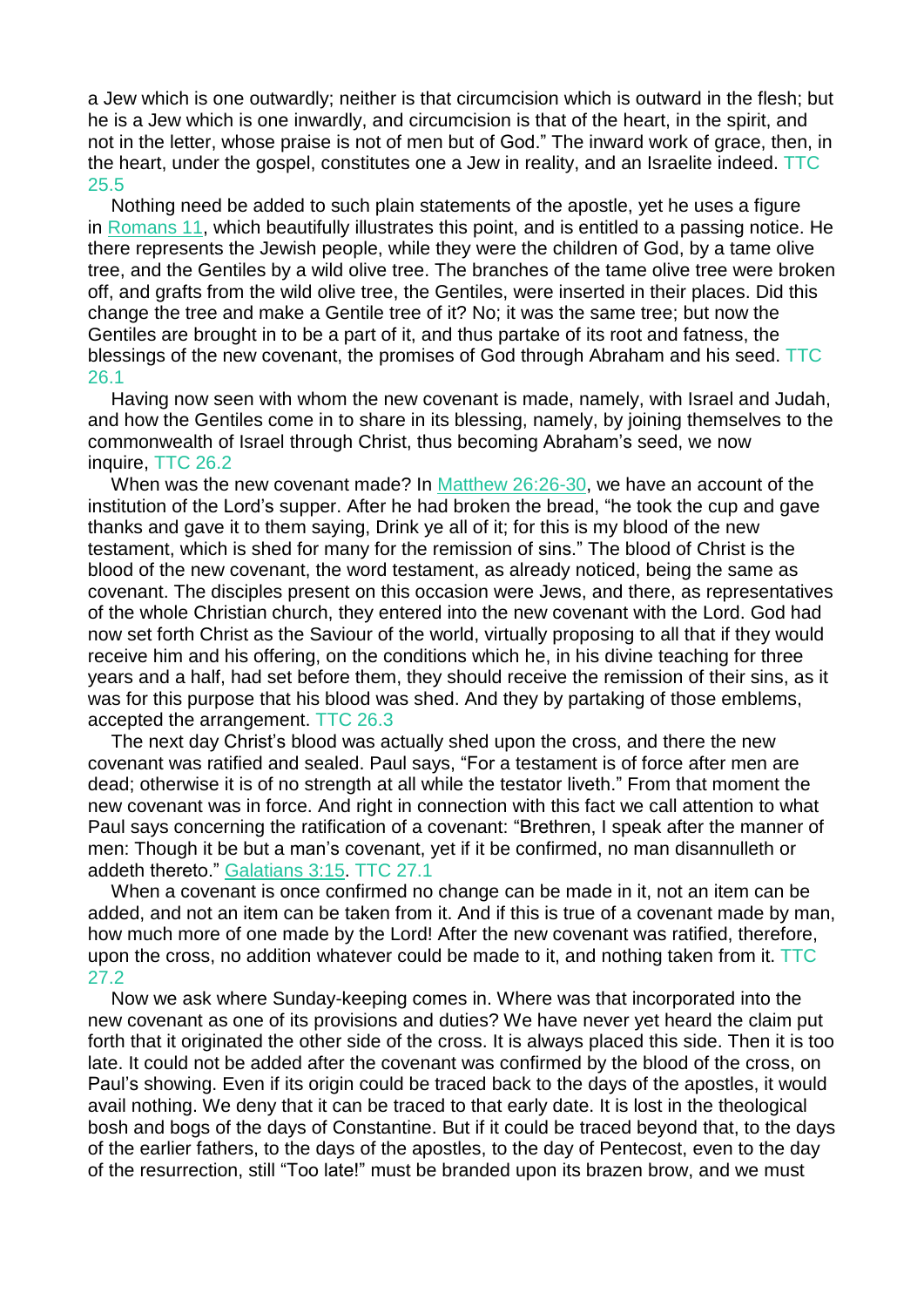a Jew which is one outwardly; neither is that circumcision which is outward in the flesh; but he is a Jew which is one inwardly, and circumcision is that of the heart, in the spirit, and not in the letter, whose praise is not of men but of God." The inward work of grace, then, in the heart, under the gospel, constitutes one a Jew in reality, and an Israelite indeed. TTC 25.5

Nothing need be added to such plain statements of the apostle, yet he uses a figure in Romans 11, which beautifully illustrates this point, and is entitled to a passing notice. He there represents the Jewish people, while they were the children of God, by a tame olive tree, and the Gentiles by a wild olive tree. The branches of the tame olive tree were broken off, and grafts from the wild olive tree, the Gentiles, were inserted in their places. Did this change the tree and make a Gentile tree of it? No; it was the same tree; but now the Gentiles are brought in to be a part of it, and thus partake of its root and fatness, the blessings of the new covenant, the promises of God through Abraham and his seed. TTC 26.1

Having now seen with whom the new covenant is made, namely, with Israel and Judah, and how the Gentiles come in to share in its blessing, namely, by joining themselves to the commonwealth of Israel through Christ, thus becoming Abraham's seed, we now inquire, TTC 26.2

When was the new covenant made? In Matthew 26:26-30, we have an account of the institution of the Lord's supper. After he had broken the bread, "he took the cup and gave thanks and gave it to them saying, Drink ye all of it; for this is my blood of the new testament, which is shed for many for the remission of sins." The blood of Christ is the blood of the new covenant, the word testament, as already noticed, being the same as covenant. The disciples present on this occasion were Jews, and there, as representatives of the whole Christian church, they entered into the new covenant with the Lord. God had now set forth Christ as the Saviour of the world, virtually proposing to all that if they would receive him and his offering, on the conditions which he, in his divine teaching for three years and a half, had set before them, they should receive the remission of their sins, as it was for this purpose that his blood was shed. And they by partaking of those emblems, accepted the arrangement. TTC 26.3

The next day Christ's blood was actually shed upon the cross, and there the new covenant was ratified and sealed. Paul says, "For a testament is of force after men are dead; otherwise it is of no strength at all while the testator liveth." From that moment the new covenant was in force. And right in connection with this fact we call attention to what Paul says concerning the ratification of a covenant: "Brethren, I speak after the manner of men: Though it be but a man's covenant, yet if it be confirmed, no man disannulleth or addeth thereto." Galatians 3:15. TTC 27.1

When a covenant is once confirmed no change can be made in it, not an item can be added, and not an item can be taken from it. And if this is true of a covenant made by man, how much more of one made by the Lord! After the new covenant was ratified, therefore, upon the cross, no addition whatever could be made to it, and nothing taken from it. TTC 27.2

Now we ask where Sunday-keeping comes in. Where was that incorporated into the new covenant as one of its provisions and duties? We have never yet heard the claim put forth that it originated the other side of the cross. It is always placed this side. Then it is too late. It could not be added after the covenant was confirmed by the blood of the cross, on Paul's showing. Even if its origin could be traced back to the days of the apostles, it would avail nothing. We deny that it can be traced to that early date. It is lost in the theological bosh and bogs of the days of Constantine. But if it could be traced beyond that, to the days of the earlier fathers, to the days of the apostles, to the day of Pentecost, even to the day of the resurrection, still "Too late!" must be branded upon its brazen brow, and we must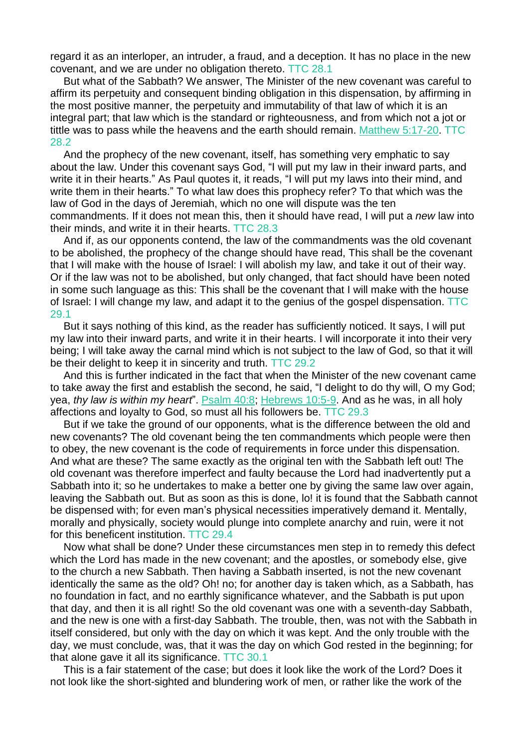regard it as an interloper, an intruder, a fraud, and a deception. It has no place in the new covenant, and we are under no obligation thereto. TTC 28.1

But what of the Sabbath? We answer, The Minister of the new covenant was careful to affirm its perpetuity and consequent binding obligation in this dispensation, by affirming in the most positive manner, the perpetuity and immutability of that law of which it is an integral part; that law which is the standard or righteousness, and from which not a jot or tittle was to pass while the heavens and the earth should remain. Matthew 5:17-20. TTC 28.2

And the prophecy of the new covenant, itself, has something very emphatic to say about the law. Under this covenant says God, “I will put my law in their inward parts, and write it in their hearts.” As Paul quotes it, it reads, “I will put my laws into their mind, and write them in their hearts.” To what law does this prophecy refer? To that which was the law of God in the days of Jeremiah, which no one will dispute was the ten commandments. If it does not mean this, then it should have read, I will put a *new* law into their minds, and write it in their hearts. TTC 28.3

And if, as our opponents contend, the law of the commandments was the old covenant to be abolished, the prophecy of the change should have read, This shall be the covenant that I will make with the house of Israel: I will abolish my law, and take it out of their way. Or if the law was not to be abolished, but only changed, that fact should have been noted in some such language as this: This shall be the covenant that I will make with the house of Israel: I will change my law, and adapt it to the genius of the gospel dispensation. TTC 29.1

But it says nothing of this kind, as the reader has sufficiently noticed. It says, I will put my law into their inward parts, and write it in their hearts. I will incorporate it into their very being; I will take away the carnal mind which is not subject to the law of God, so that it will be their delight to keep it in sincerity and truth. TTC 29.2

And this is further indicated in the fact that when the Minister of the new covenant came to take away the first and establish the second, he said, “I delight to do thy will, O my God; yea, *thy law is within my heart*”. Psalm 40:8; Hebrews 10:5-9. And as he was, in all holy affections and loyalty to God, so must all his followers be. TTC 29.3

But if we take the ground of our opponents, what is the difference between the old and new covenants? The old covenant being the ten commandments which people were then to obey, the new covenant is the code of requirements in force under this dispensation. And what are these? The same exactly as the original ten with the Sabbath left out! The old covenant was therefore imperfect and faulty because the Lord had inadvertently put a Sabbath into it; so he undertakes to make a better one by giving the same law over again, leaving the Sabbath out. But as soon as this is done, lo! it is found that the Sabbath cannot be dispensed with; for even man’s physical necessities imperatively demand it. Mentally, morally and physically, society would plunge into complete anarchy and ruin, were it not for this beneficent institution. TTC 29.4

Now what shall be done? Under these circumstances men step in to remedy this defect which the Lord has made in the new covenant; and the apostles, or somebody else, give to the church a new Sabbath. Then having a Sabbath inserted, is not the new covenant identically the same as the old? Oh! no; for another day is taken which, as a Sabbath, has no foundation in fact, and no earthly significance whatever, and the Sabbath is put upon that day, and then it is all right! So the old covenant was one with a seventh-day Sabbath, and the new is one with a first-day Sabbath. The trouble, then, was not with the Sabbath in itself considered, but only with the day on which it was kept. And the only trouble with the day, we must conclude, was, that it was the day on which God rested in the beginning; for that alone gave it all its significance. TTC 30.1

This is a fair statement of the case; but does it look like the work of the Lord? Does it not look like the short-sighted and blundering work of men, or rather like the work of the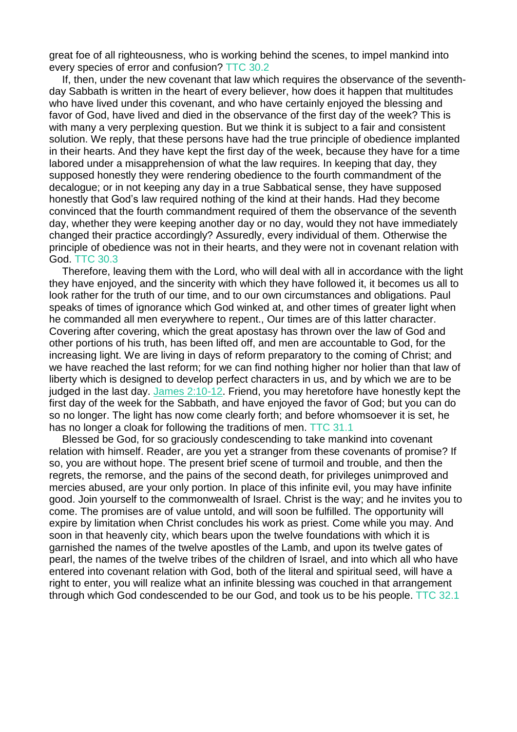great foe of all righteousness, who is working behind the scenes, to impel mankind into every species of error and confusion? TTC 30.2

If, then, under the new covenant that law which requires the observance of the seventh-day Sabbath is written in the heart of every believer, how does it happen that multitudes who have lived under this covenant, and who have certainly enjoyed the blessing and favor of God, have lived and died in the observance of the first day of the week? This is with many a very perplexing question. But we think it is subject to a fair and consistent solution. We reply, that these persons have had the true principle of obedience implanted in their hearts. And they have kept the first day of the week, because they have for a time labored under a misapprehension of what the law requires. In keeping that day, they supposed honestly they were rendering obedience to the fourth commandment of the decalogue; or in not keeping any day in a true Sabbatical sense, they have supposed honestly that God's law required nothing of the kind at their hands. Had they become convinced that the fourth commandment required of them the observance of the seventh day, whether they were keeping another day or no day, would they not have immediately changed their practice accordingly? Assuredly, every individual of them. Otherwise the principle of obedience was not in their hearts, and they were not in covenant relation with God. TTC 30.3

Therefore, leaving them with the Lord, who will deal with all in accordance with the light they have enjoyed, and the sincerity with which they have followed it, it becomes us all to look rather for the truth of our time, and to our own circumstances and obligations. Paul speaks of times of ignorance which God winked at, and other times of greater light when he commanded all men everywhere to repent., Our times are of this latter character. Covering after covering, which the great apostasy has thrown over the law of God and other portions of his truth, has been lifted off, and men are accountable to God, for the increasing light. We are living in days of reform preparatory to the coming of Christ; and we have reached the last reform; for we can find nothing higher nor holier than that law of liberty which is designed to develop perfect characters in us, and by which we are to be judged in the last day. James 2:10-12. Friend, you may heretofore have honestly kept the first day of the week for the Sabbath, and have enjoyed the favor of God; but you can do so no longer. The light has now come clearly forth; and before whomsoever it is set, he has no longer a cloak for following the traditions of men. TTC 31.1

Blessed be God, for so graciously condescending to take mankind into covenant relation with himself. Reader, are you yet a stranger from these covenants of promise? If so, you are without hope. The present brief scene of turmoil and trouble, and then the regrets, the remorse, and the pains of the second death, for privileges unimproved and mercies abused, are your only portion. In place of this infinite evil, you may have infinite good. Join yourself to the commonwealth of Israel. Christ is the way; and he invites you to come. The promises are of value untold, and will soon be fulfilled. The opportunity will expire by limitation when Christ concludes his work as priest. Come while you may. And soon in that heavenly city, which bears upon the twelve foundations with which it is garnished the names of the twelve apostles of the Lamb, and upon its twelve gates of pearl, the names of the twelve tribes of the children of Israel, and into which all who have entered into covenant relation with God, both of the literal and spiritual seed, will have a right to enter, you will realize what an infinite blessing was couched in that arrangement through which God condescended to be our God, and took us to be his people. TTC 32.1